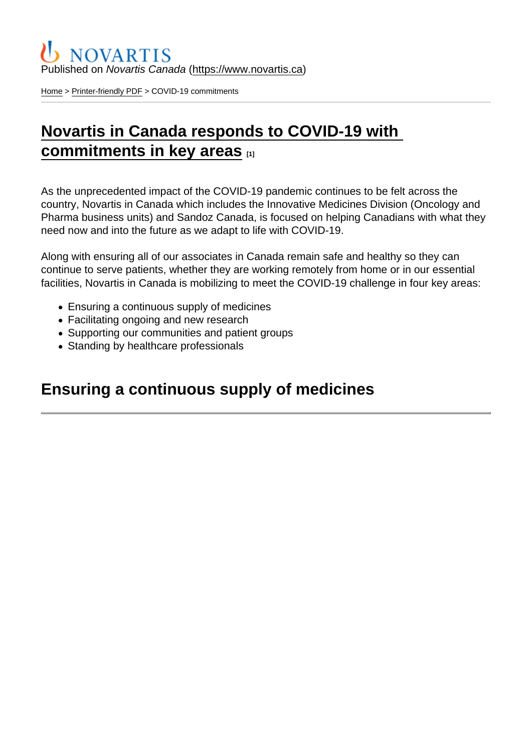Published on *Novartis Canada* (https://www.novartis.ca)

Home > Printer-friendly PDF > COVID-19 commitments

# Novartis in Canada responds to COVID-19 with commitments in key areas [1]

As the unprecedented impact of the COVID-19 pandemic continues to be felt across the country, Novartis in Canada which includes the Innovative Medicines Division (Oncology and Pharma business units) and Sandoz Canada, is focused on helping Canadians with what they need now and into the future as we adapt to life with COVID-19.

Along with ensuring all of our associates in Canada remain safe and healthy so they can continue to serve patients, whether they are working remotely from home or in our essential facilities, Novartis in Canada is mobilizing to meet the COVID-19 challenge in four key areas:

- Ensuring a continuous supply of medicines
- Facilitating ongoing and new research
- Supporting our communities and patient groups
- Standing by healthcare professionals

## Ensuring a continuous supply of medicines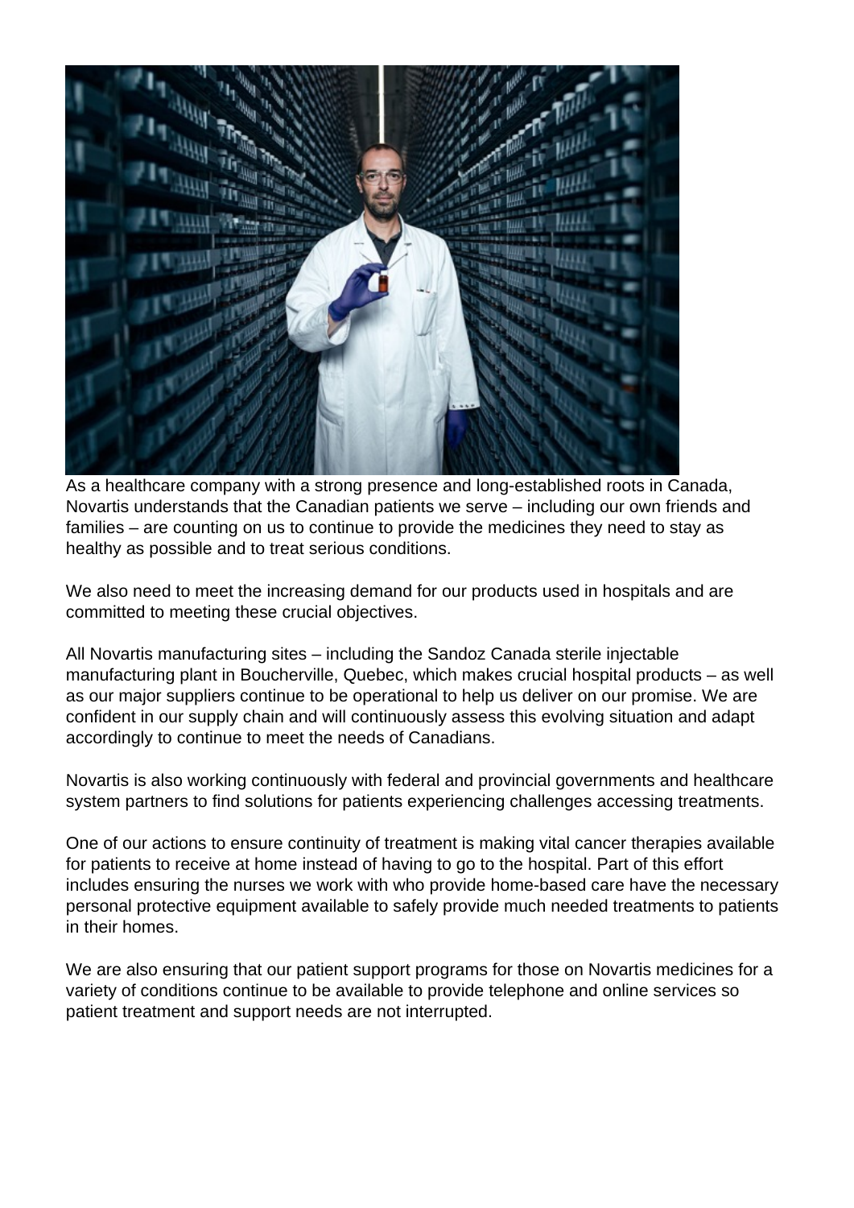As a healthcare company with a strong presence and long-established roots in Canada, Novartis understands that the Canadian patients we serve – including our own friends and families – are counting on us to continue to provide the medicines they need to stay as healthy as possible and to treat serious conditions.

We also need to meet the increasing demand for our products used in hospitals and are committed to meeting these crucial objectives.

All Novartis manufacturing sites – including the Sandoz Canada sterile injectable manufacturing plant in Boucherville, Quebec, which makes crucial hospital products – as well as our major suppliers continue to be operational to help us deliver on our promise. We are confident in our supply chain and will continuously assess this evolving situation and adapt accordingly to continue to meet the needs of Canadians.

Novartis is also working continuously with federal and provincial governments and healthcare system partners to find solutions for patients experiencing challenges accessing treatments.

One of our actions to ensure continuity of treatment is making vital cancer therapies available for patients to receive at home instead of having to go to the hospital. Part of this effort includes ensuring the nurses we work with who provide home-based care have the necessary personal protective equipment available to safely provide much needed treatments to patients in their homes.

We are also ensuring that our patient support programs for those on Novartis medicines for a variety of conditions continue to be available to provide telephone and online services so patient treatment and support needs are not interrupted.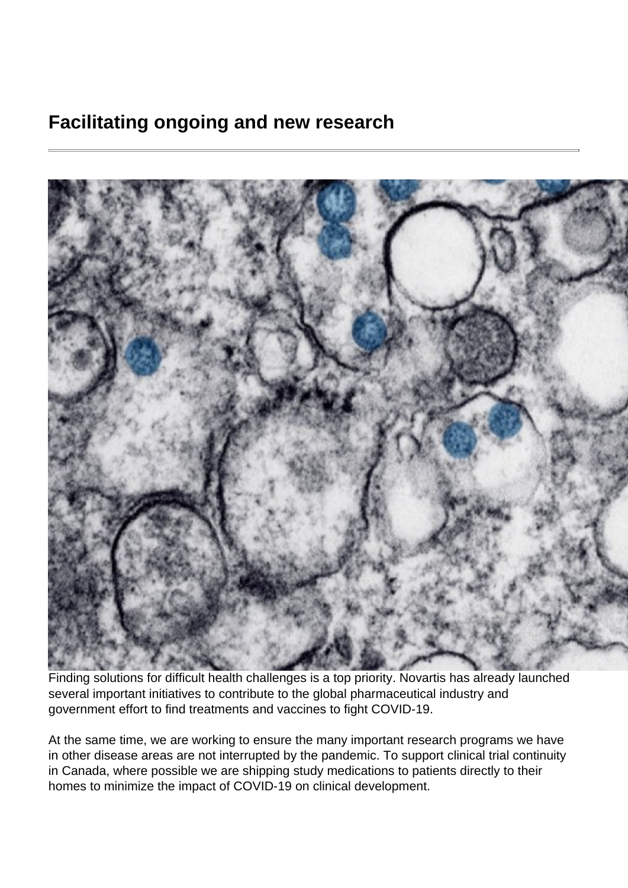## Facilitating ongoing and new research

Finding solutions for difficult health challenges is a top priority. Novartis has already launched several important initiatives to contribute to the global pharmaceutical industry and government effort to find treatments and vaccines to fight COVID-19.

At the same time, we are working to ensure the many important research programs we have in other disease areas are not interrupted by the pandemic. To support clinical trial continuity in Canada, where possible we are shipping study medications to patients directly to their homes to minimize the impact of COVID-19 on clinical development.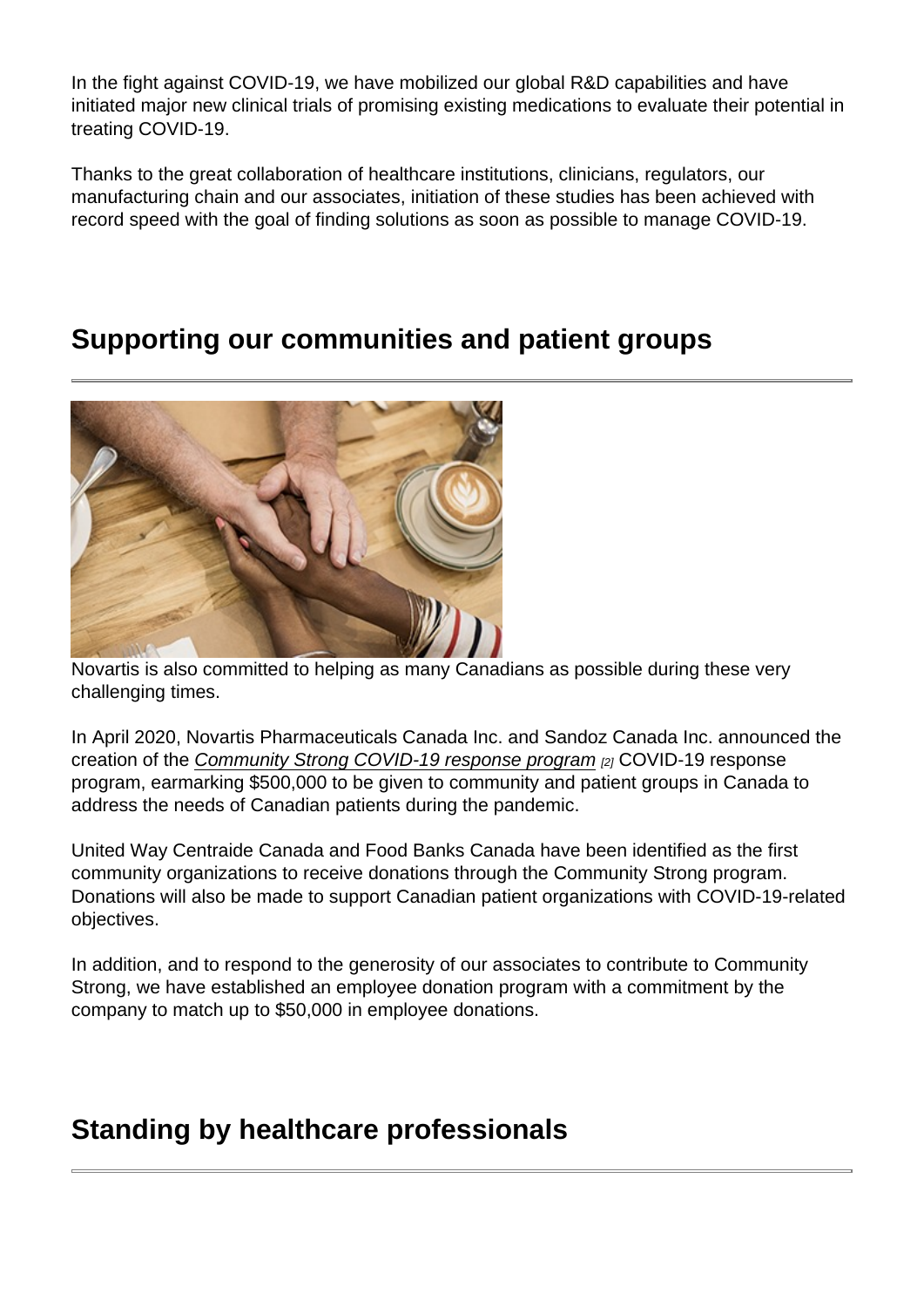In the fight against COVID-19, we have mobilized our global R&D capabilities and have initiated major new clinical trials of promising existing medications to evaluate their potential in treating COVID-19.

Thanks to the great collaboration of healthcare institutions, clinicians, regulators, our manufacturing chain and our associates, initiation of these studies has been achieved with record speed with the goal of finding solutions as soon as possible to manage COVID-19.

## Supporting our communities and patient groups

Novartis is also committed to helping as many Canadians as possible during these very challenging times.

In April 2020, Novartis Pharmaceuticals Canada Inc. and Sandoz Canada Inc. announced the creation of the *Community Strong COVID-19 response program* [2] COVID-19 response program, earmarking $500,000 to be given to community and patient groups in Canada to address the needs of Canadian patients during the pandemic.

United Way Centraide Canada and Food Banks Canada have been identified as the first community organizations to receive donations through the Community Strong program. Donations will also be made to support Canadian patient organizations with COVID-19-related objectives.

In addition, and to respond to the generosity of our associates to contribute to Community Strong, we have established an employee donation program with a commitment by the company to match up to $50,000 in employee donations.

## Standing by healthcare professionals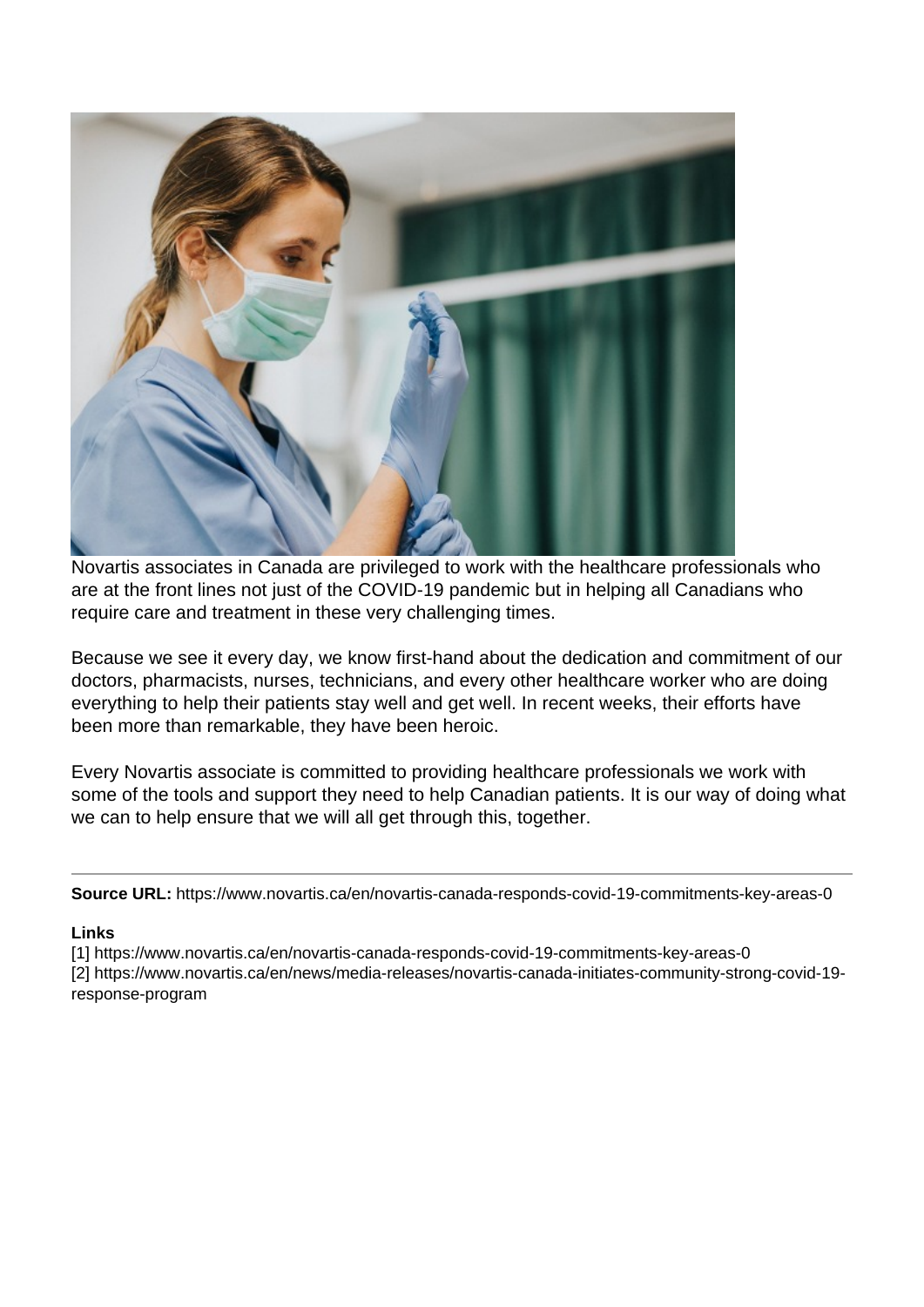Novartis associates in Canada are privileged to work with the healthcare professionals who are at the front lines not just of the COVID-19 pandemic but in helping all Canadians who require care and treatment in these very challenging times.

Because we see it every day, we know first-hand about the dedication and commitment of our doctors, pharmacists, nurses, technicians, and every other healthcare worker who are doing everything to help their patients stay well and get well. In recent weeks, their efforts have been more than remarkable, they have been heroic.

Every Novartis associate is committed to providing healthcare professionals we work with some of the tools and support they need to help Canadian patients. It is our way of doing what we can to help ensure that we will all get through this, together.

---

**Source URL:** https://www.novartis.ca/en/novartis-canada-responds-covid-19-commitments-key-areas-0

**Links**

[1] https://www.novartis.ca/en/novartis-canada-responds-covid-19-commitments-key-areas-0
[2] https://www.novartis.ca/en/news/media-releases/novartis-canada-initiates-community-strong-covid-19-response-program